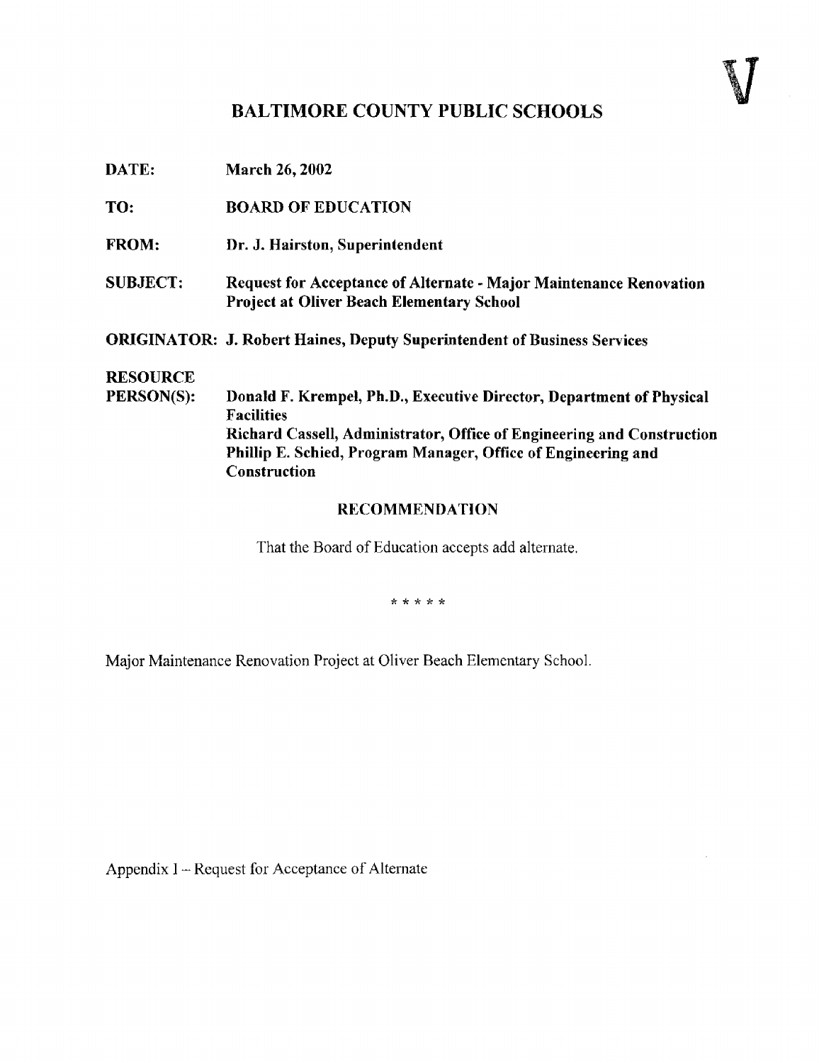V

# BALTIMORE COUNTY PUBLIC SCHOOLS

**DATE:** March 26, 2002

**TO:** BOARD OF EDUCATION

**FROM:** Dr. J. Hairston, Superintendent

**SUBJECT:** Request for Acceptance of Alternate - Major Maintenance Renovation Project at Oliver Beach Elementary School

**ORIGINATOR:** J. Robert Haines, Deputy Superintendent of Business Services

**RESOURCE PERSON(S):** Donald F. Krempel, Ph.D., Executive Director, Department of Physical Facilities
Richard Cassell, Administrator, Office of Engineering and Construction
Phillip E. Schied, Program Manager, Office of Engineering and Construction

## RECOMMENDATION

That the Board of Education accepts add alternate.

\* \* \* \* \*

Major Maintenance Renovation Project at Oliver Beach Elementary School.

Appendix I – Request for Acceptance of Alternate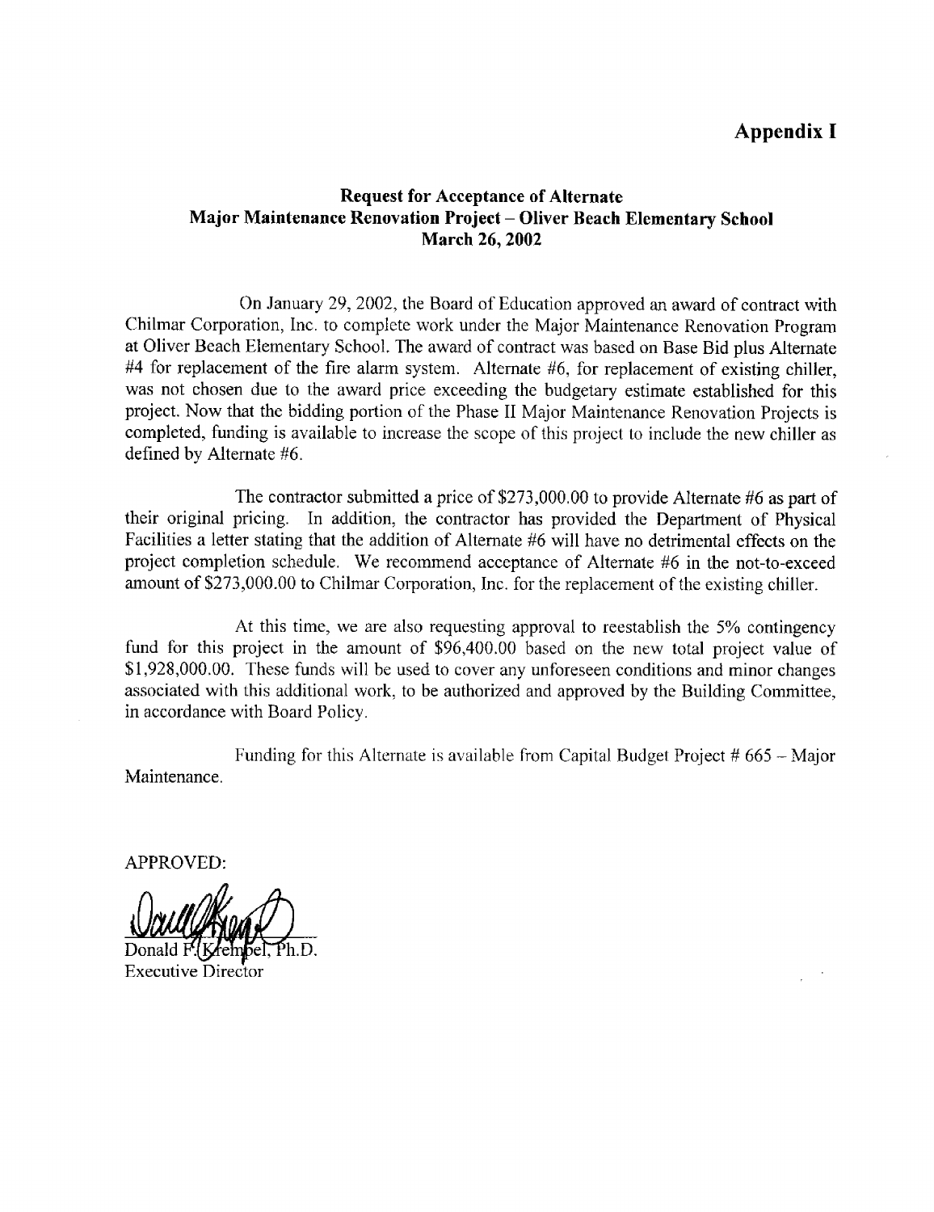# Appendix I

**Request for Acceptance of Alternate**
**Major Maintenance Renovation Project – Oliver Beach Elementary School**
**March 26, 2002**

On January 29, 2002, the Board of Education approved an award of contract with Chilmar Corporation, Inc. to complete work under the Major Maintenance Renovation Program at Oliver Beach Elementary School. The award of contract was based on Base Bid plus Alternate #4 for replacement of the fire alarm system. Alternate #6, for replacement of existing chiller, was not chosen due to the award price exceeding the budgetary estimate established for this project. Now that the bidding portion of the Phase II Major Maintenance Renovation Projects is completed, funding is available to increase the scope of this project to include the new chiller as defined by Alternate #6.

The contractor submitted a price of $273,000.00 to provide Alternate #6 as part of their original pricing. In addition, the contractor has provided the Department of Physical Facilities a letter stating that the addition of Alternate #6 will have no detrimental effects on the project completion schedule. We recommend acceptance of Alternate #6 in the not-to-exceed amount of $273,000.00 to Chilmar Corporation, Inc. for the replacement of the existing chiller.

At this time, we are also requesting approval to reestablish the 5% contingency fund for this project in the amount of $96,400.00 based on the new total project value of $1,928,000.00. These funds will be used to cover any unforeseen conditions and minor changes associated with this additional work, to be authorized and approved by the Building Committee, in accordance with Board Policy.

Funding for this Alternate is available from Capital Budget Project # 665 – Major Maintenance.

APPROVED:

Donald F. Krempel, Ph.D.
Executive Director